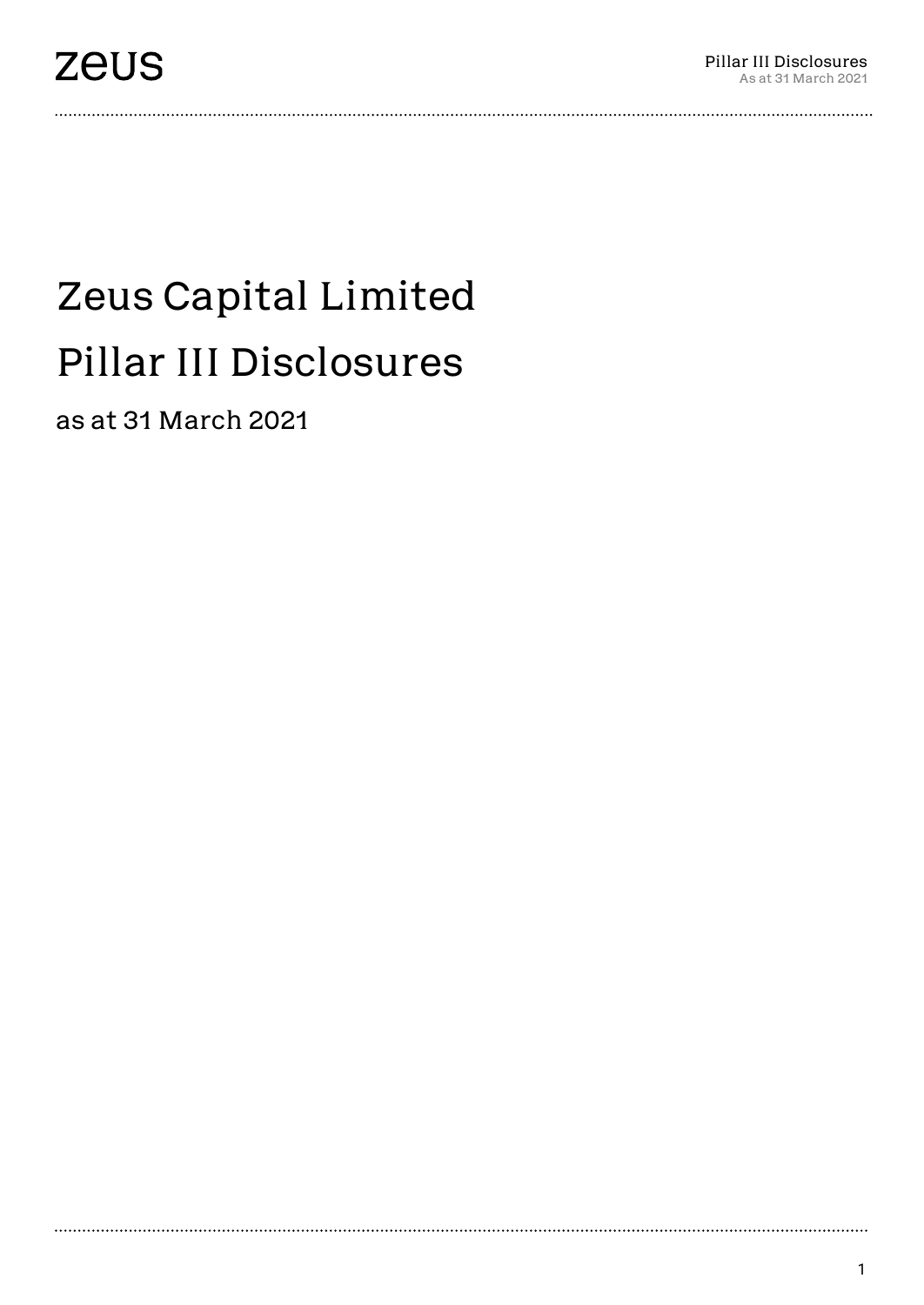# Zeus Capital Limited

# Pillar III Disclosures

as at 31 March 2021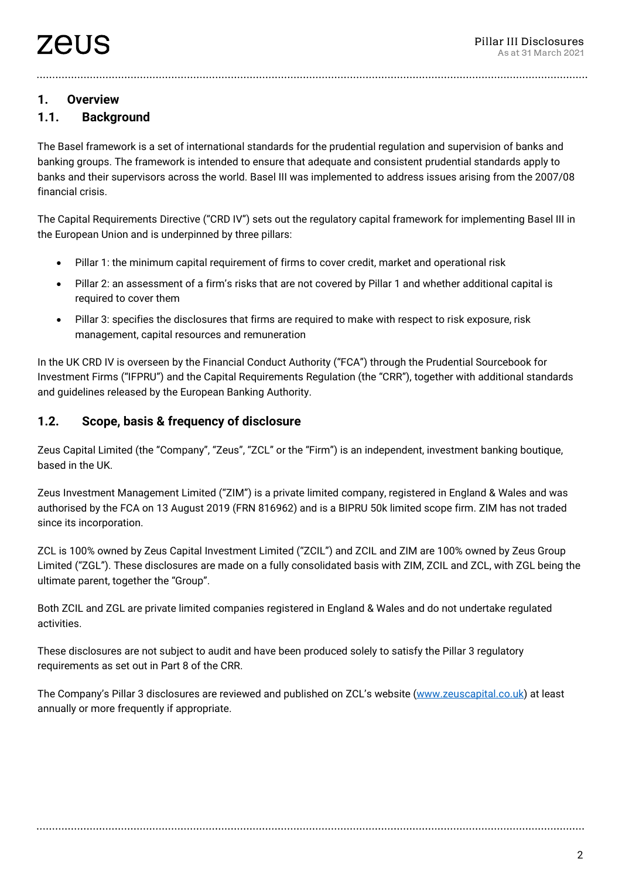## 1. Overview

### 1.1. Background

The Basel framework is a set of international standards for the prudential regulation and supervision of banks and banking groups. The framework is intended to ensure that adequate and consistent prudential standards apply to banks and their supervisors across the world. Basel III was implemented to address issues arising from the 2007/08 financial crisis.

The Capital Requirements Directive ("CRD IV") sets out the regulatory capital framework for implementing Basel III in the European Union and is underpinned by three pillars:

- Pillar 1: the minimum capital requirement of firms to cover credit, market and operational risk
- Pillar 2: an assessment of a firm's risks that are not covered by Pillar 1 and whether additional capital is required to cover them
- Pillar 3: specifies the disclosures that firms are required to make with respect to risk exposure, risk management, capital resources and remuneration

In the UK CRD IV is overseen by the Financial Conduct Authority ("FCA") through the Prudential Sourcebook for Investment Firms ("IFPRU") and the Capital Requirements Regulation (the "CRR"), together with additional standards and guidelines released by the European Banking Authority.

### 1.2. Scope, basis & frequency of disclosure

Zeus Capital Limited (the "Company", "Zeus", "ZCL" or the "Firm") is an independent, investment banking boutique, based in the UK.

Zeus Investment Management Limited ("ZIM") is a private limited company, registered in England & Wales and was authorised by the FCA on 13 August 2019 (FRN 816962) and is a BIPRU 50k limited scope firm. ZIM has not traded since its incorporation.

ZCL is 100% owned by Zeus Capital Investment Limited ("ZCIL") and ZCIL and ZIM are 100% owned by Zeus Group Limited ("ZGL"). These disclosures are made on a fully consolidated basis with ZIM, ZCIL and ZCL, with ZGL being the ultimate parent, together the "Group".

Both ZCIL and ZGL are private limited companies registered in England & Wales and do not undertake regulated activities.

These disclosures are not subject to audit and have been produced solely to satisfy the Pillar 3 regulatory requirements as set out in Part 8 of the CRR.

The Company's Pillar 3 disclosures are reviewed and published on ZCL's website (www.zeuscapital.co.uk) at least annually or more frequently if appropriate.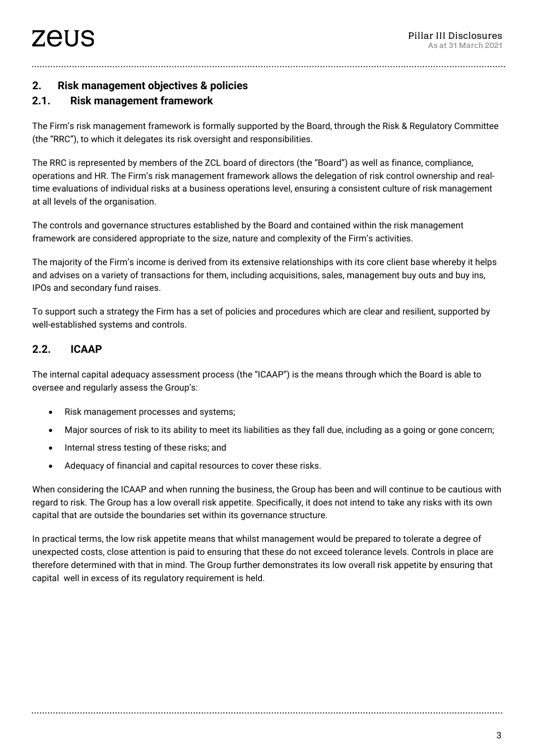## 2. Risk management objectives & policies

### 2.1. Risk management framework

The Firm's risk management framework is formally supported by the Board, through the Risk & Regulatory Committee (the "RRC"), to which it delegates its risk oversight and responsibilities.

The RRC is represented by members of the ZCL board of directors (the "Board") as well as finance, compliance, operations and HR. The Firm's risk management framework allows the delegation of risk control ownership and real-time evaluations of individual risks at a business operations level, ensuring a consistent culture of risk management at all levels of the organisation.

The controls and governance structures established by the Board and contained within the risk management framework are considered appropriate to the size, nature and complexity of the Firm's activities.

The majority of the Firm's income is derived from its extensive relationships with its core client base whereby it helps and advises on a variety of transactions for them, including acquisitions, sales, management buy outs and buy ins, IPOs and secondary fund raises.

To support such a strategy the Firm has a set of policies and procedures which are clear and resilient, supported by well-established systems and controls.

### 2.2. ICAAP

The internal capital adequacy assessment process (the "ICAAP") is the means through which the Board is able to oversee and regularly assess the Group's:

- Risk management processes and systems;
- Major sources of risk to its ability to meet its liabilities as they fall due, including as a going or gone concern;
- Internal stress testing of these risks; and
- Adequacy of financial and capital resources to cover these risks.

When considering the ICAAP and when running the business, the Group has been and will continue to be cautious with regard to risk. The Group has a low overall risk appetite. Specifically, it does not intend to take any risks with its own capital that are outside the boundaries set within its governance structure.

In practical terms, the low risk appetite means that whilst management would be prepared to tolerate a degree of unexpected costs, close attention is paid to ensuring that these do not exceed tolerance levels. Controls in place are therefore determined with that in mind. The Group further demonstrates its low overall risk appetite by ensuring that capital well in excess of its regulatory requirement is held.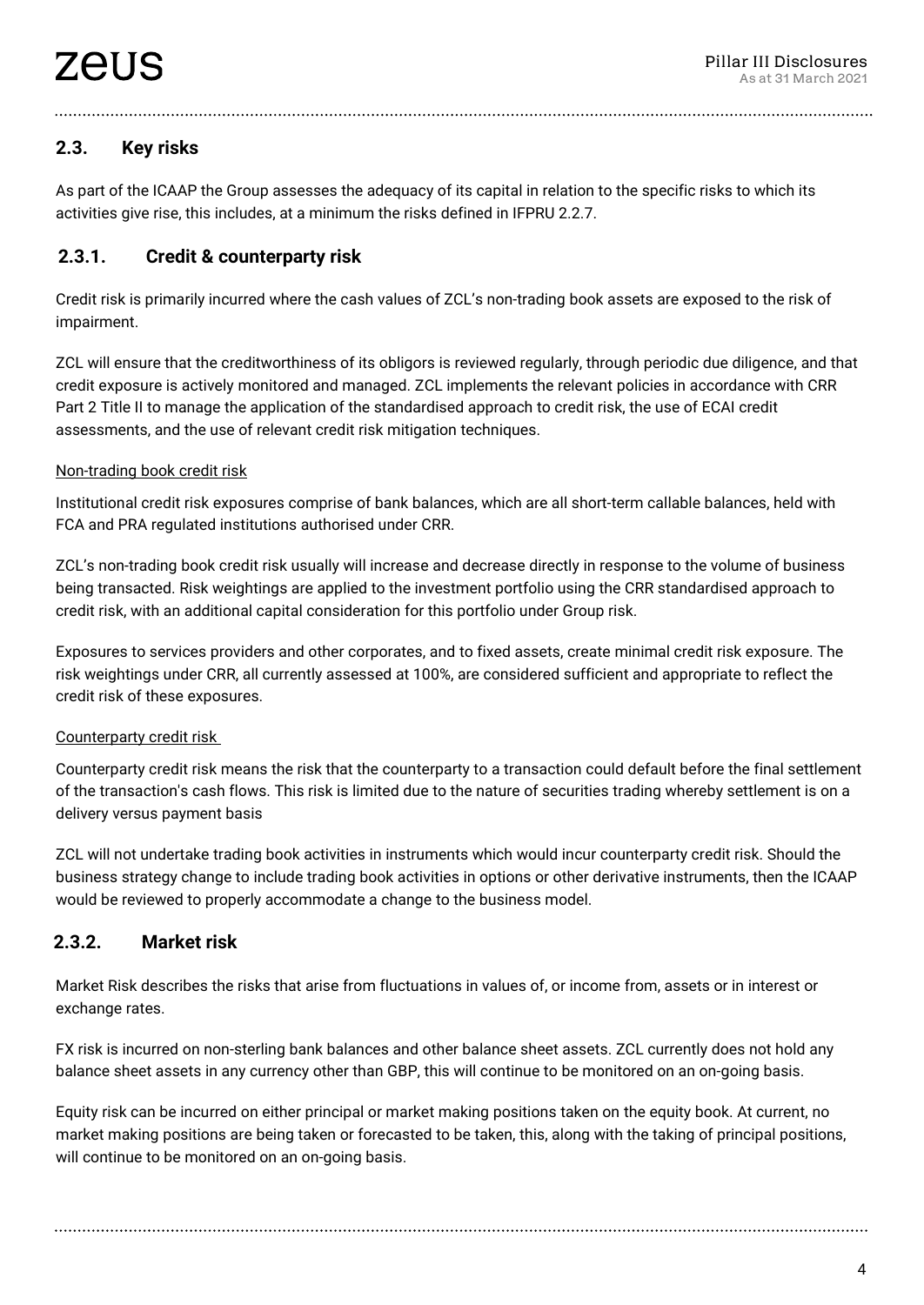## 2.3. Key risks

As part of the ICAAP the Group assesses the adequacy of its capital in relation to the specific risks to which its activities give rise, this includes, at a minimum the risks defined in IFPRU 2.2.7.

### 2.3.1. Credit & counterparty risk

Credit risk is primarily incurred where the cash values of ZCL's non-trading book assets are exposed to the risk of impairment.

ZCL will ensure that the creditworthiness of its obligors is reviewed regularly, through periodic due diligence, and that credit exposure is actively monitored and managed. ZCL implements the relevant policies in accordance with CRR Part 2 Title II to manage the application of the standardised approach to credit risk, the use of ECAI credit assessments, and the use of relevant credit risk mitigation techniques.

Non-trading book credit risk

Institutional credit risk exposures comprise of bank balances, which are all short-term callable balances, held with FCA and PRA regulated institutions authorised under CRR.

ZCL's non-trading book credit risk usually will increase and decrease directly in response to the volume of business being transacted. Risk weightings are applied to the investment portfolio using the CRR standardised approach to credit risk, with an additional capital consideration for this portfolio under Group risk.

Exposures to services providers and other corporates, and to fixed assets, create minimal credit risk exposure. The risk weightings under CRR, all currently assessed at 100%, are considered sufficient and appropriate to reflect the credit risk of these exposures.

Counterparty credit risk

Counterparty credit risk means the risk that the counterparty to a transaction could default before the final settlement of the transaction's cash flows. This risk is limited due to the nature of securities trading whereby settlement is on a delivery versus payment basis

ZCL will not undertake trading book activities in instruments which would incur counterparty credit risk. Should the business strategy change to include trading book activities in options or other derivative instruments, then the ICAAP would be reviewed to properly accommodate a change to the business model.

### 2.3.2. Market risk

Market Risk describes the risks that arise from fluctuations in values of, or income from, assets or in interest or exchange rates.

FX risk is incurred on non-sterling bank balances and other balance sheet assets. ZCL currently does not hold any balance sheet assets in any currency other than GBP, this will continue to be monitored on an on-going basis.

Equity risk can be incurred on either principal or market making positions taken on the equity book. At current, no market making positions are being taken or forecasted to be taken, this, along with the taking of principal positions, will continue to be monitored on an on-going basis.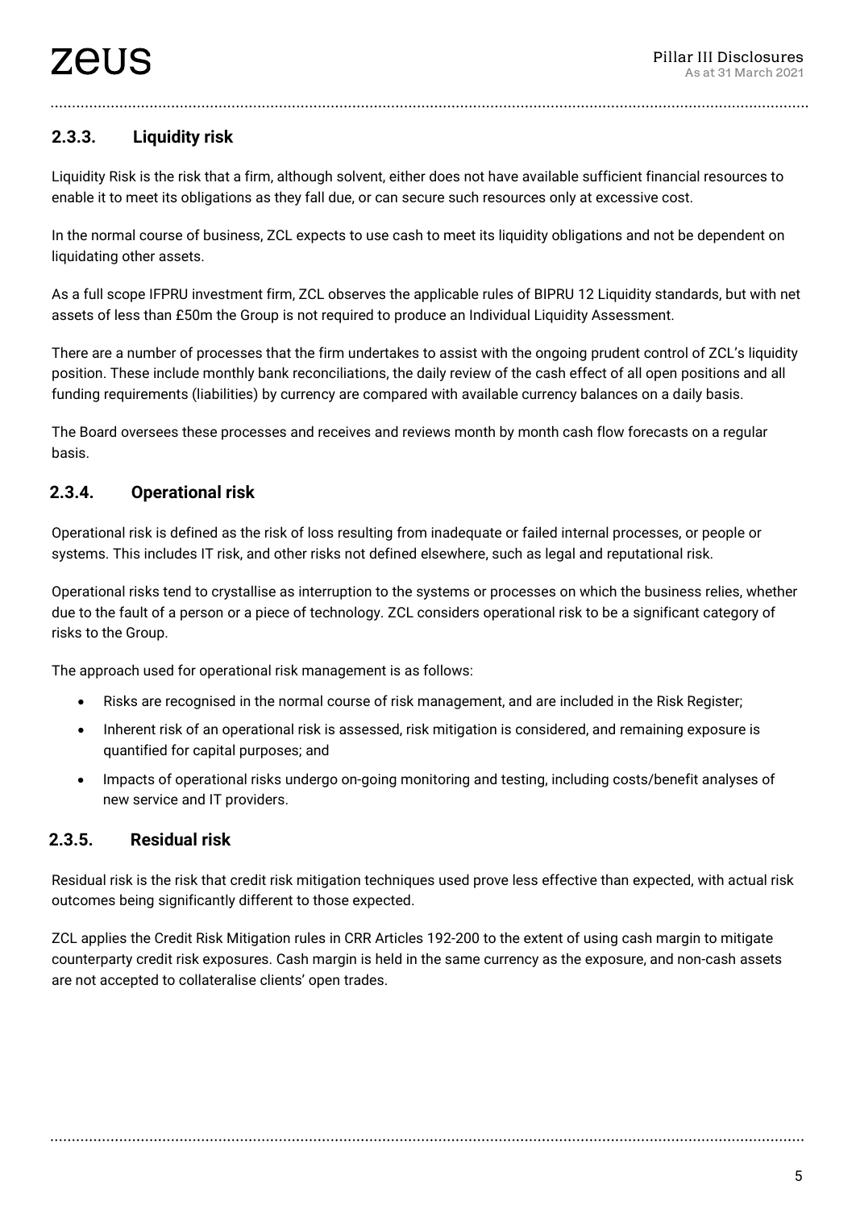### 2.3.3. Liquidity risk

Liquidity Risk is the risk that a firm, although solvent, either does not have available sufficient financial resources to enable it to meet its obligations as they fall due, or can secure such resources only at excessive cost.

In the normal course of business, ZCL expects to use cash to meet its liquidity obligations and not be dependent on liquidating other assets.

As a full scope IFPRU investment firm, ZCL observes the applicable rules of BIPRU 12 Liquidity standards, but with net assets of less than £50m the Group is not required to produce an Individual Liquidity Assessment.

There are a number of processes that the firm undertakes to assist with the ongoing prudent control of ZCL's liquidity position. These include monthly bank reconciliations, the daily review of the cash effect of all open positions and all funding requirements (liabilities) by currency are compared with available currency balances on a daily basis.

The Board oversees these processes and receives and reviews month by month cash flow forecasts on a regular basis.

### 2.3.4. Operational risk

Operational risk is defined as the risk of loss resulting from inadequate or failed internal processes, or people or systems. This includes IT risk, and other risks not defined elsewhere, such as legal and reputational risk.

Operational risks tend to crystallise as interruption to the systems or processes on which the business relies, whether due to the fault of a person or a piece of technology. ZCL considers operational risk to be a significant category of risks to the Group.

The approach used for operational risk management is as follows:

- Risks are recognised in the normal course of risk management, and are included in the Risk Register;
- Inherent risk of an operational risk is assessed, risk mitigation is considered, and remaining exposure is quantified for capital purposes; and
- Impacts of operational risks undergo on-going monitoring and testing, including costs/benefit analyses of new service and IT providers.

### 2.3.5. Residual risk

Residual risk is the risk that credit risk mitigation techniques used prove less effective than expected, with actual risk outcomes being significantly different to those expected.

ZCL applies the Credit Risk Mitigation rules in CRR Articles 192-200 to the extent of using cash margin to mitigate counterparty credit risk exposures. Cash margin is held in the same currency as the exposure, and non-cash assets are not accepted to collateralise clients' open trades.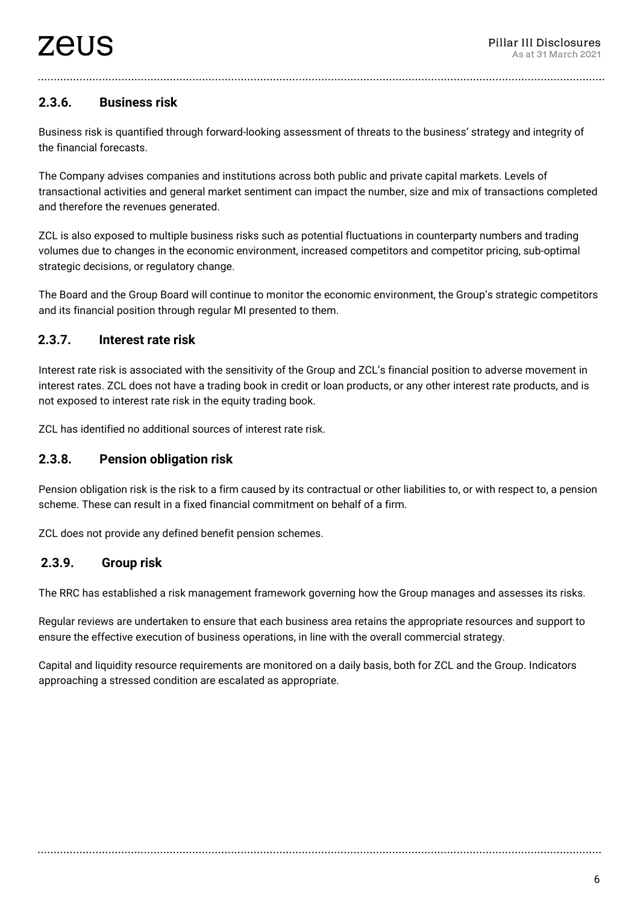### 2.3.6. Business risk

Business risk is quantified through forward-looking assessment of threats to the business' strategy and integrity of the financial forecasts.

The Company advises companies and institutions across both public and private capital markets. Levels of transactional activities and general market sentiment can impact the number, size and mix of transactions completed and therefore the revenues generated.

ZCL is also exposed to multiple business risks such as potential fluctuations in counterparty numbers and trading volumes due to changes in the economic environment, increased competitors and competitor pricing, sub-optimal strategic decisions, or regulatory change.

The Board and the Group Board will continue to monitor the economic environment, the Group's strategic competitors and its financial position through regular MI presented to them.

### 2.3.7. Interest rate risk

Interest rate risk is associated with the sensitivity of the Group and ZCL's financial position to adverse movement in interest rates. ZCL does not have a trading book in credit or loan products, or any other interest rate products, and is not exposed to interest rate risk in the equity trading book.

ZCL has identified no additional sources of interest rate risk.

### 2.3.8. Pension obligation risk

Pension obligation risk is the risk to a firm caused by its contractual or other liabilities to, or with respect to, a pension scheme. These can result in a fixed financial commitment on behalf of a firm.

ZCL does not provide any defined benefit pension schemes.

### 2.3.9. Group risk

The RRC has established a risk management framework governing how the Group manages and assesses its risks.

Regular reviews are undertaken to ensure that each business area retains the appropriate resources and support to ensure the effective execution of business operations, in line with the overall commercial strategy.

Capital and liquidity resource requirements are monitored on a daily basis, both for ZCL and the Group. Indicators approaching a stressed condition are escalated as appropriate.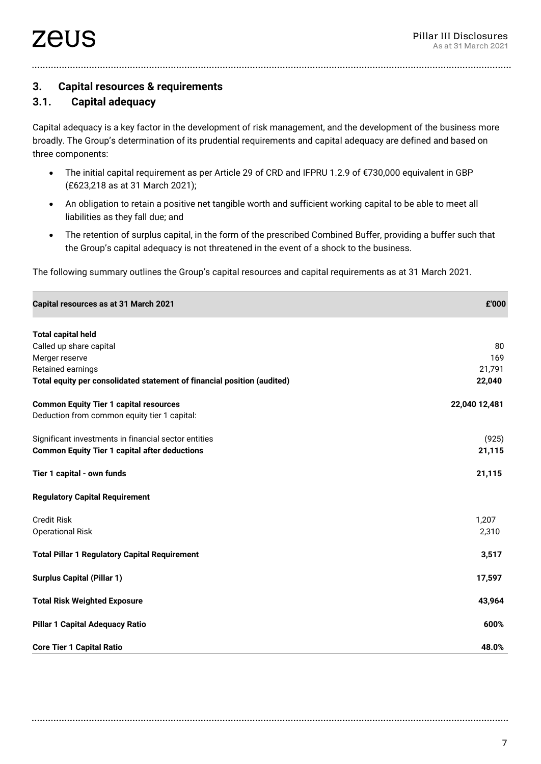## 3. Capital resources & requirements

### 3.1. Capital adequacy

Capital adequacy is a key factor in the development of risk management, and the development of the business more broadly. The Group's determination of its prudential requirements and capital adequacy are defined and based on three components:

- The initial capital requirement as per Article 29 of CRD and IFPRU 1.2.9 of €730,000 equivalent in GBP (£623,218 as at 31 March 2021);
- An obligation to retain a positive net tangible worth and sufficient working capital to be able to meet all liabilities as they fall due; and
- The retention of surplus capital, in the form of the prescribed Combined Buffer, providing a buffer such that the Group's capital adequacy is not threatened in the event of a shock to the business.

The following summary outlines the Group's capital resources and capital requirements as at 31 March 2021.

| Capital resources as at 31 March 2021 | £'000 |
|---|---|
| **Total capital held** | |
| Called up share capital | 80 |
| Merger reserve | 169 |
| Retained earnings | 21,791 |
| **Total equity per consolidated statement of financial position (audited)** | **22,040** |
| **Common Equity Tier 1 capital resources** | **22,040 12,481** |
| Deduction from common equity tier 1 capital: | |
| Significant investments in financial sector entities | (925) |
| **Common Equity Tier 1 capital after deductions** | **21,115** |
| **Tier 1 capital - own funds** | **21,115** |
| **Regulatory Capital Requirement** | |
| Credit Risk | 1,207 |
| Operational Risk | 2,310 |
| **Total Pillar 1 Regulatory Capital Requirement** | **3,517** |
| **Surplus Capital (Pillar 1)** | **17,597** |
| **Total Risk Weighted Exposure** | **43,964** |
| **Pillar 1 Capital Adequacy Ratio** | **600%** |
| **Core Tier 1 Capital Ratio** | **48.0%** |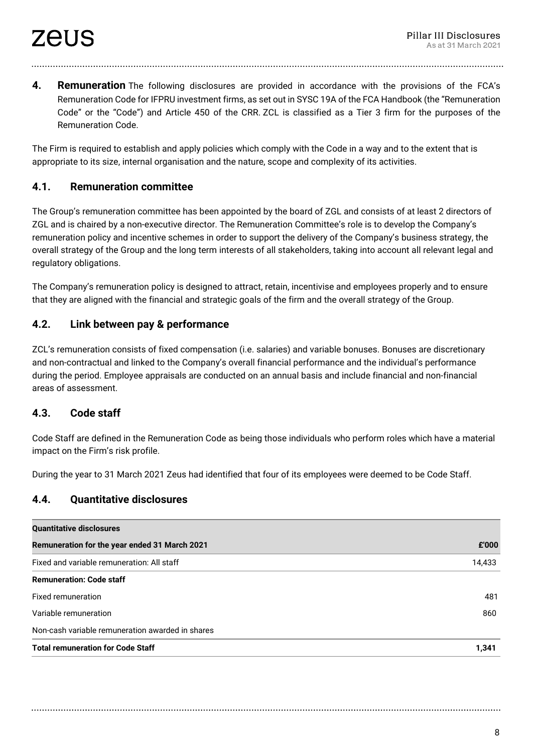## 4. Remuneration

The following disclosures are provided in accordance with the provisions of the FCA's Remuneration Code for IFPRU investment firms, as set out in SYSC 19A of the FCA Handbook (the "Remuneration Code" or the "Code") and Article 450 of the CRR. ZCL is classified as a Tier 3 firm for the purposes of the Remuneration Code.

The Firm is required to establish and apply policies which comply with the Code in a way and to the extent that is appropriate to its size, internal organisation and the nature, scope and complexity of its activities.

### 4.1. Remuneration committee

The Group's remuneration committee has been appointed by the board of ZGL and consists of at least 2 directors of ZGL and is chaired by a non-executive director. The Remuneration Committee's role is to develop the Company's remuneration policy and incentive schemes in order to support the delivery of the Company's business strategy, the overall strategy of the Group and the long term interests of all stakeholders, taking into account all relevant legal and regulatory obligations.

The Company's remuneration policy is designed to attract, retain, incentivise and employees properly and to ensure that they are aligned with the financial and strategic goals of the firm and the overall strategy of the Group.

### 4.2. Link between pay & performance

ZCL's remuneration consists of fixed compensation (i.e. salaries) and variable bonuses. Bonuses are discretionary and non-contractual and linked to the Company's overall financial performance and the individual's performance during the period. Employee appraisals are conducted on an annual basis and include financial and non-financial areas of assessment.

### 4.3. Code staff

Code Staff are defined in the Remuneration Code as being those individuals who perform roles which have a material impact on the Firm's risk profile.

During the year to 31 March 2021 Zeus had identified that four of its employees were deemed to be Code Staff.

### 4.4. Quantitative disclosures

| **Quantitative disclosures** | |
|---|---|
| **Remuneration for the year ended 31 March 2021** | **£'000** |
| Fixed and variable remuneration: All staff | 14,433 |
| **Remuneration: Code staff** | |
| Fixed remuneration | 481 |
| Variable remuneration | 860 |
| Non-cash variable remuneration awarded in shares | |
| **Total remuneration for Code Staff** | **1,341** |